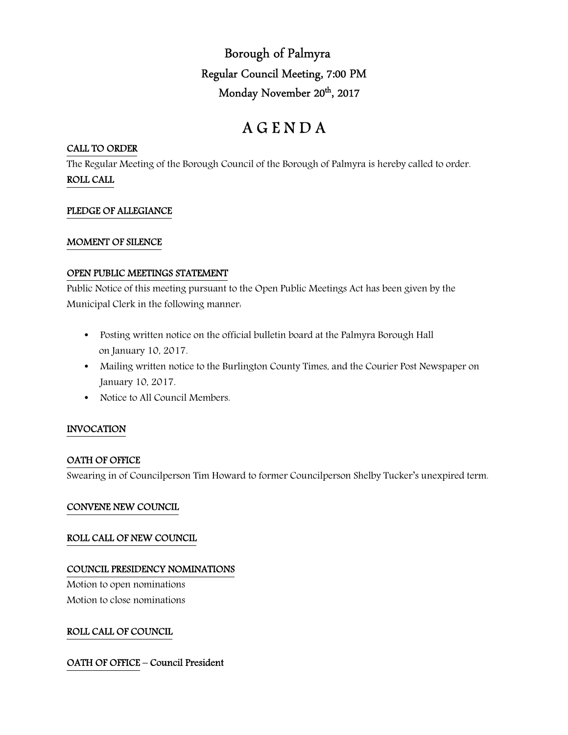# Borough of Palmyra

## Regular Council Meeting, 7:00 PM

## Monday November 20th, 2017

# A G E N D A

**CALL TO ORDER**

The Regular Meeting of the Borough Council of the Borough of Palmyra is hereby called to order.

**ROLL CALL**

**PLEDGE OF ALLEGIANCE**

**MOMENT OF SILENCE**

**OPEN PUBLIC MEETINGS STATEMENT**

Public Notice of this meeting pursuant to the Open Public Meetings Act has been given by the Municipal Clerk in the following manner:

- Posting written notice on the official bulletin board at the Palmyra Borough Hall on January 10, 2017.
- Mailing written notice to the Burlington County Times, and the Courier Post Newspaper on January 10, 2017.
- Notice to All Council Members.

**INVOCATION**

**OATH OF OFFICE**

Swearing in of Councilperson Tim Howard to former Councilperson Shelby Tucker's unexpired term.

**CONVENE NEW COUNCIL**

**ROLL CALL OF NEW COUNCIL**

**COUNCIL PRESIDENCY NOMINATIONS**

Motion to open nominations

Motion to close nominations

**ROLL CALL OF COUNCIL**

**OATH OF OFFICE – Council President**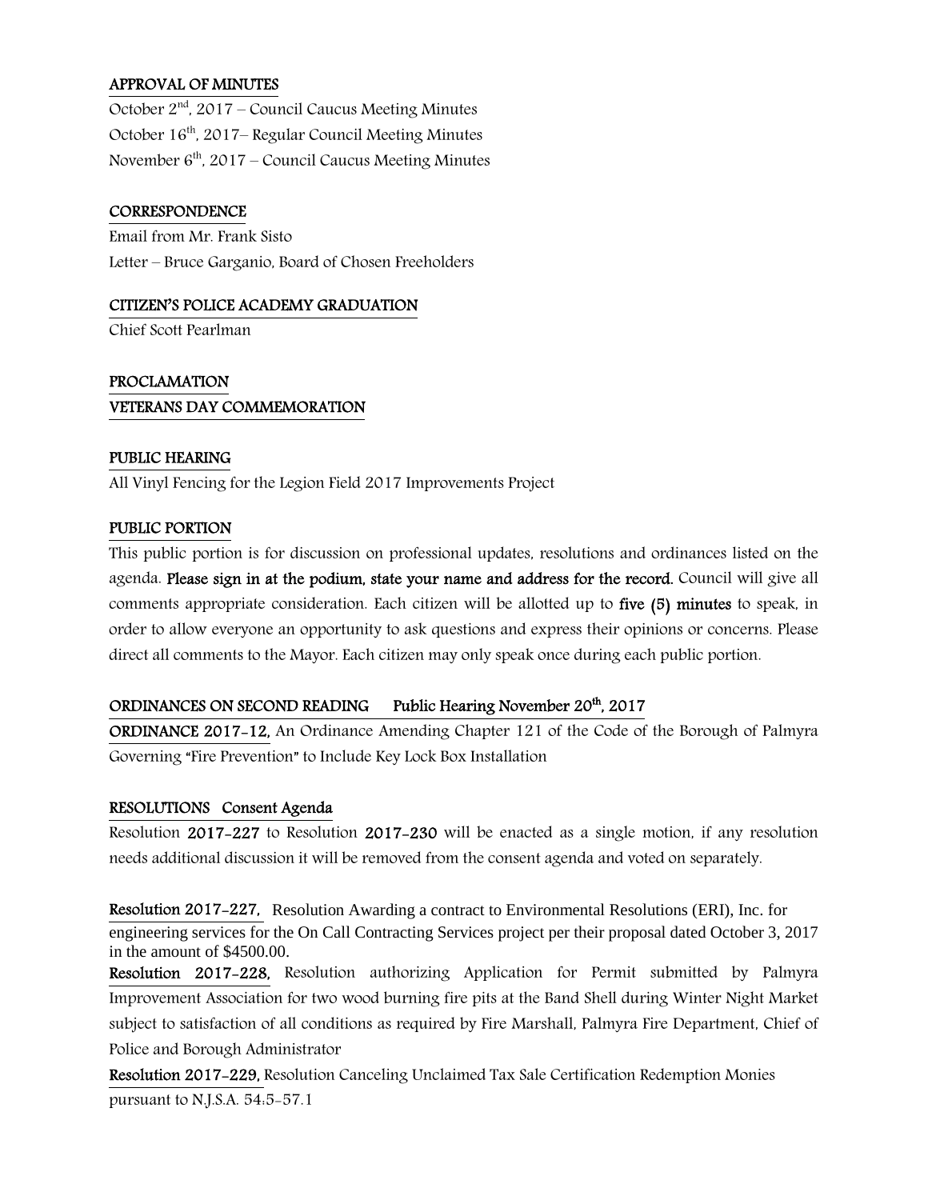**APPROVAL OF MINUTES**

October 2nd, 2017 – Council Caucus Meeting Minutes
October 16th, 2017– Regular Council Meeting Minutes
November 6th, 2017 – Council Caucus Meeting Minutes

**CORRESPONDENCE**

Email from Mr. Frank Sisto
Letter – Bruce Garganio, Board of Chosen Freeholders

**CITIZEN'S POLICE ACADEMY GRADUATION**

Chief Scott Pearlman

**PROCLAMATION**

**VETERANS DAY COMMEMORATION**

**PUBLIC HEARING**

All Vinyl Fencing for the Legion Field 2017 Improvements Project

**PUBLIC PORTION**

This public portion is for discussion on professional updates, resolutions and ordinances listed on the agenda. **Please sign in at the podium, state your name and address for the record.** Council will give all comments appropriate consideration. Each citizen will be allotted up to **five (5) minutes** to speak, in order to allow everyone an opportunity to ask questions and express their opinions or concerns. Please direct all comments to the Mayor. Each citizen may only speak once during each public portion.

**ORDINANCES ON SECOND READING Public Hearing November 20th, 2017**

**ORDINANCE 2017-12,** An Ordinance Amending Chapter 121 of the Code of the Borough of Palmyra Governing "Fire Prevention" to Include Key Lock Box Installation

**RESOLUTIONS Consent Agenda**

Resolution **2017-227** to Resolution **2017-230** will be enacted as a single motion, if any resolution needs additional discussion it will be removed from the consent agenda and voted on separately.

**Resolution 2017-227,** Resolution Awarding a contract to Environmental Resolutions (ERI), Inc. for engineering services for the On Call Contracting Services project per their proposal dated October 3, 2017 in the amount of $4500.00.

**Resolution 2017-228,** Resolution authorizing Application for Permit submitted by Palmyra Improvement Association for two wood burning fire pits at the Band Shell during Winter Night Market subject to satisfaction of all conditions as required by Fire Marshall, Palmyra Fire Department, Chief of Police and Borough Administrator

**Resolution 2017-229,** Resolution Canceling Unclaimed Tax Sale Certification Redemption Monies pursuant to N.J.S.A. 54:5-57.1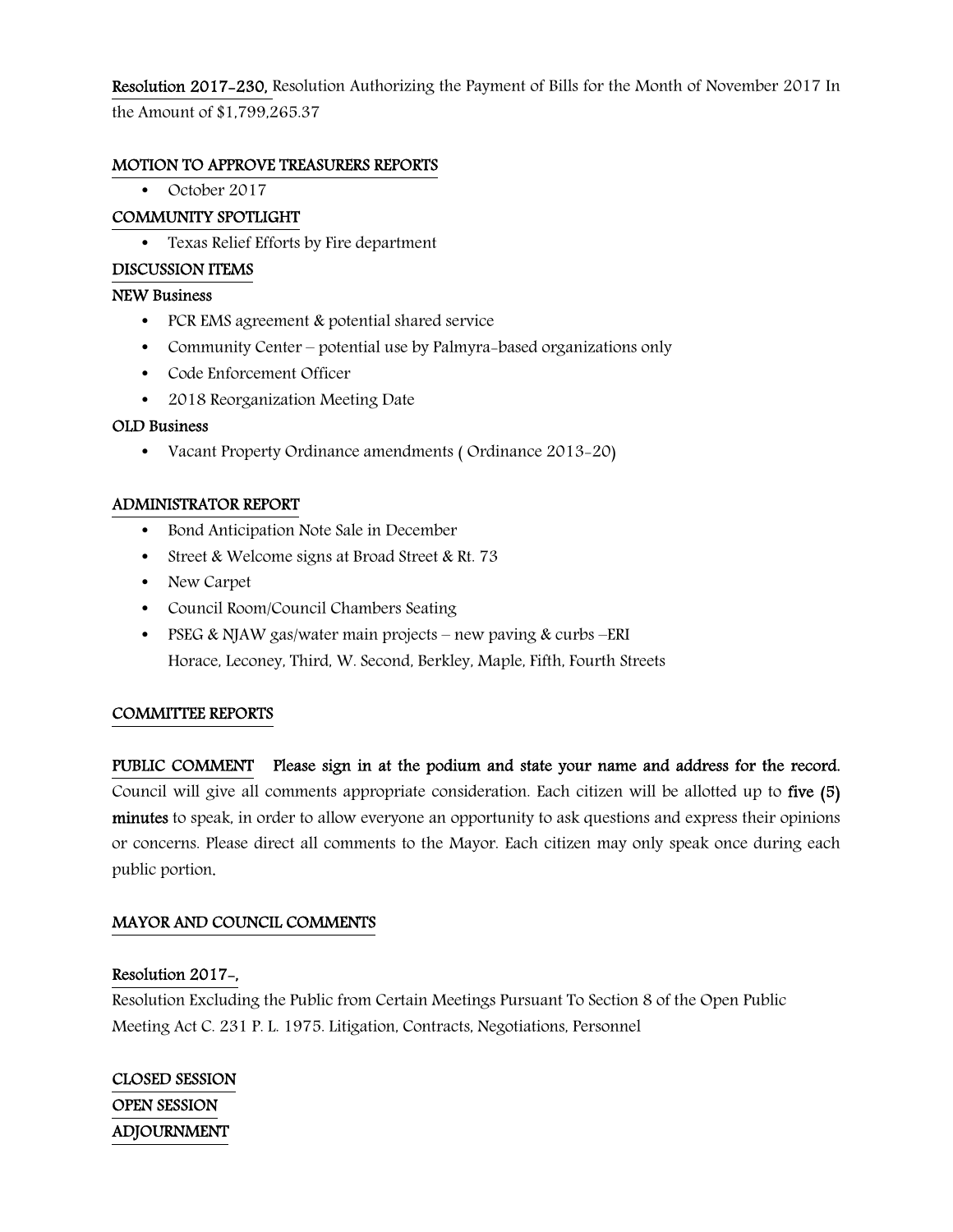**Resolution 2017-230,** Resolution Authorizing the Payment of Bills for the Month of November 2017 In the Amount of $1,799,265.37

**MOTION TO APPROVE TREASURERS REPORTS**

- October 2017

**COMMUNITY SPOTLIGHT**

- Texas Relief Efforts by Fire department

**DISCUSSION ITEMS**

**NEW Business**

- PCR EMS agreement & potential shared service
- Community Center – potential use by Palmyra-based organizations only
- Code Enforcement Officer
- 2018 Reorganization Meeting Date

**OLD Business**

- Vacant Property Ordinance amendments ( Ordinance 2013-20)

**ADMINISTRATOR REPORT**

- Bond Anticipation Note Sale in December
- Street & Welcome signs at Broad Street & Rt. 73
- New Carpet
- Council Room/Council Chambers Seating
- PSEG & NJAW gas/water main projects – new paving & curbs –ERI
  Horace, Leconey, Third, W. Second, Berkley, Maple, Fifth, Fourth Streets

**COMMITTEE REPORTS**

**PUBLIC COMMENT** **Please sign in at the podium and state your name and address for the record.** Council will give all comments appropriate consideration. Each citizen will be allotted up to **five (5) minutes** to speak, in order to allow everyone an opportunity to ask questions and express their opinions or concerns. Please direct all comments to the Mayor. Each citizen may only speak once during each public portion.

**MAYOR AND COUNCIL COMMENTS**

**Resolution 2017-,**

Resolution Excluding the Public from Certain Meetings Pursuant To Section 8 of the Open Public Meeting Act C. 231 P. L. 1975. Litigation, Contracts, Negotiations, Personnel

**CLOSED SESSION**

**OPEN SESSION**

**ADJOURNMENT**